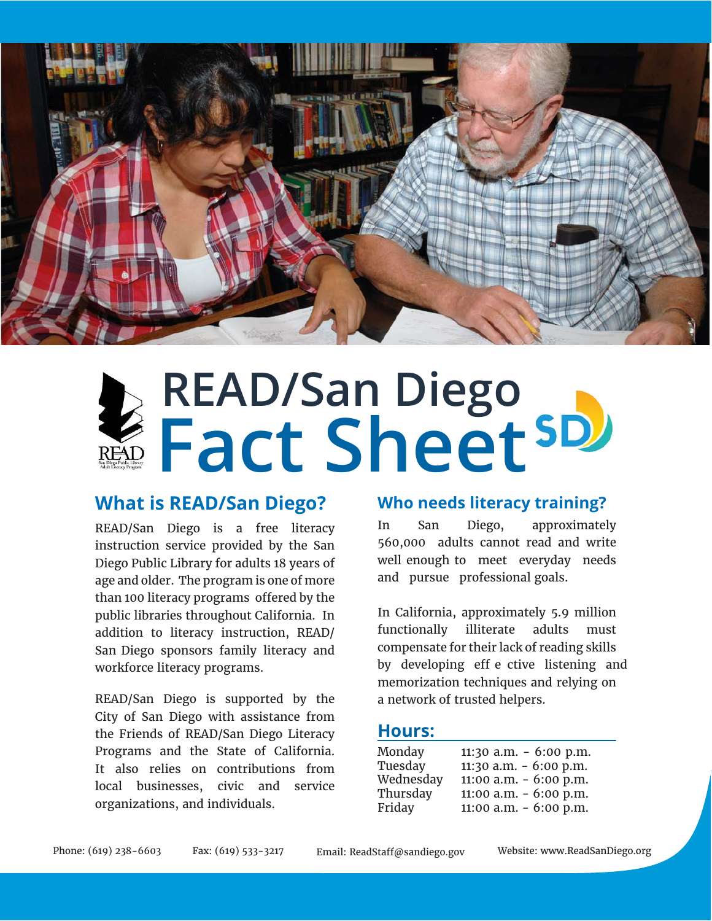# READ/San Diego Fact Sheet

## What is READ/San Diego?

READ/San Diego is a free literacy instruction service provided by the San Diego Public Library for adults 18 years of age and older. The program is one of more than 100 literacy programs offered by the public libraries throughout California. In addition to literacy instruction, READ/San Diego sponsors family literacy and workforce literacy programs.

READ/San Diego is supported by the City of San Diego with assistance from the Friends of READ/San Diego Literacy Programs and the State of California. It also relies on contributions from local businesses, civic and service organizations, and individuals.

## Who needs literacy training?

In San Diego, approximately 560,000 adults cannot read and write well enough to meet everyday needs and pursue professional goals.

In California, approximately 5.9 million functionally illiterate adults must compensate for their lack of reading skills by developing eff e ctive listening and memorization techniques and relying on a network of trusted helpers.

## Hours:

| | |
|---|---|
| Monday | 11:30 a.m. - 6:00 p.m. |
| Tuesday | 11:30 a.m. - 6:00 p.m. |
| Wednesday | 11:00 a.m. - 6:00 p.m. |
| Thursday | 11:00 a.m. - 6:00 p.m. |
| Friday | 11:00 a.m. - 6:00 p.m. |

Phone: (619) 238-6603 Fax: (619) 533-3217 Email: ReadStaff@sandiego.gov Website: www.ReadSanDiego.org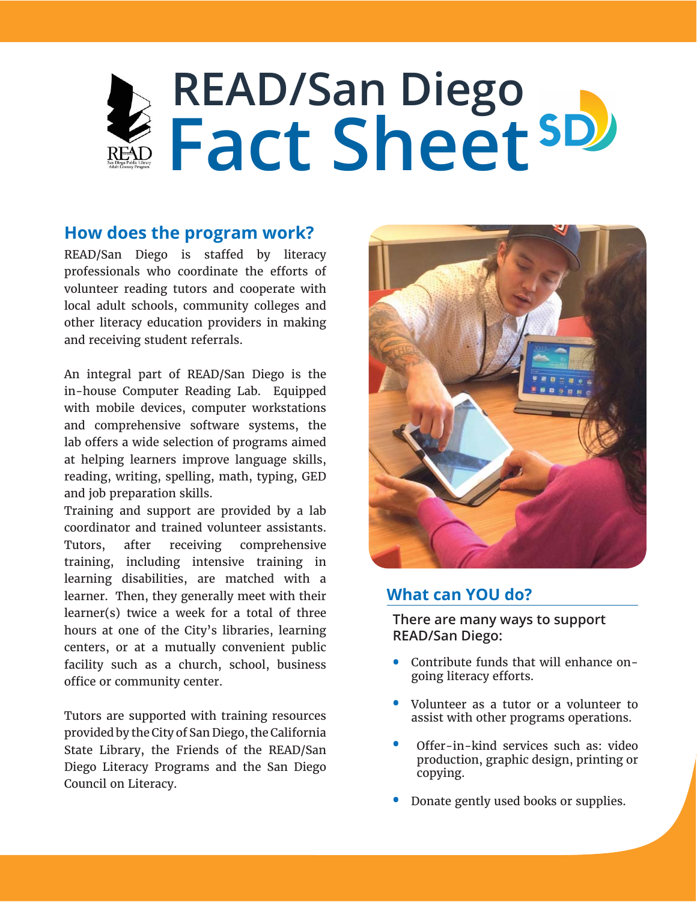# READ/San Diego Fact Sheet

## How does the program work?

READ/San Diego is staffed by literacy professionals who coordinate the efforts of volunteer reading tutors and cooperate with local adult schools, community colleges and other literacy education providers in making and receiving student referrals.

An integral part of READ/San Diego is the in-house Computer Reading Lab. Equipped with mobile devices, computer workstations and comprehensive software systems, the lab offers a wide selection of programs aimed at helping learners improve language skills, reading, writing, spelling, math, typing, GED and job preparation skills.

Training and support are provided by a lab coordinator and trained volunteer assistants. Tutors, after receiving comprehensive training, including intensive training in learning disabilities, are matched with a learner. Then, they generally meet with their learner(s) twice a week for a total of three hours at one of the City's libraries, learning centers, or at a mutually convenient public facility such as a church, school, business office or community center.

Tutors are supported with training resources provided by the City of San Diego, the California State Library, the Friends of the READ/San Diego Literacy Programs and the San Diego Council on Literacy.

## What can YOU do?

**There are many ways to support READ/San Diego:**

- Contribute funds that will enhance on-going literacy efforts.
- Volunteer as a tutor or a volunteer to assist with other programs operations.
- Offer-in-kind services such as: video production, graphic design, printing or copying.
- Donate gently used books or supplies.